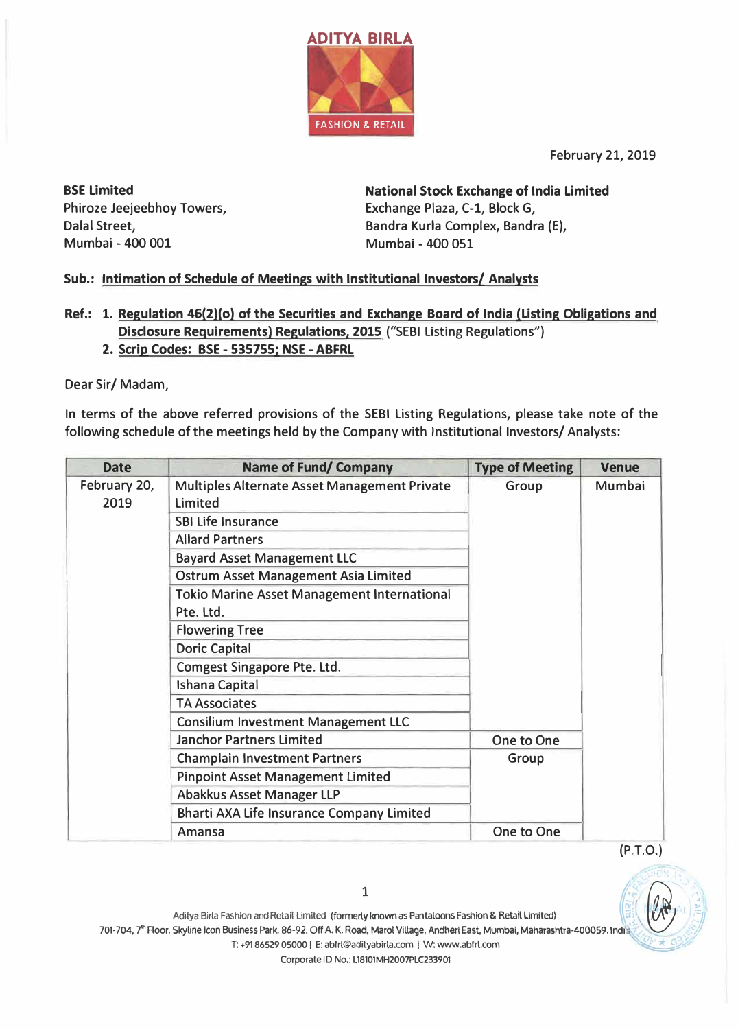ADITYA BIRLA

FASHION & RETAIL

February 21, 2019

**BSE Limited**
Phiroze Jeejeebhoy Towers,
Dalal Street,
Mumbai - 400 001

**National Stock Exchange of India Limited**
Exchange Plaza, C-1, Block G,
Bandra Kurla Complex, Bandra (E),
Mumbai - 400 051

**Sub.: Intimation of Schedule of Meetings with Institutional Investors/ Analysts**

**Ref.: 1. Regulation 46(2)(o) of the Securities and Exchange Board of India (Listing Obligations and Disclosure Requirements) Regulations, 2015** ("SEBI Listing Regulations")
**2. Scrip Codes: BSE - 535755; NSE - ABFRL**

Dear Sir/ Madam,

In terms of the above referred provisions of the SEBI Listing Regulations, please take note of the following schedule of the meetings held by the Company with Institutional Investors/ Analysts:

| Date | Name of Fund/ Company | Type of Meeting | Venue |
|---|---|---|---|
| February 20, 2019 | Multiples Alternate Asset Management Private Limited | Group | Mumbai |
| | SBI Life Insurance | | |
| | Allard Partners | | |
| | Bayard Asset Management LLC | | |
| | Ostrum Asset Management Asia Limited | | |
| | Tokio Marine Asset Management International Pte. Ltd. | | |
| | Flowering Tree | | |
| | Doric Capital | | |
| | Comgest Singapore Pte. Ltd. | | |
| | Ishana Capital | | |
| | TA Associates | | |
| | Consilium Investment Management LLC | | |
| | Janchor Partners Limited | One to One | |
| | Champlain Investment Partners | Group | |
| | Pinpoint Asset Management Limited | | |
| | Abakkus Asset Manager LLP | | |
| | Bharti AXA Life Insurance Company Limited | | |
| | Amansa | One to One | |

(P.T.O.)

Aditya Birla Fashion and Retail Limited (formerly known as Pantaloons Fashion & Retail Limited)
701-704, 7th Floor, Skyline Icon Business Park, 86-92, Off A. K. Road, Marol Village, Andheri East, Mumbai, Maharashtra-400059. India
T: +91 86529 05000 | E: abfrl@adityabirla.com | W: www.abfrl.com
Corporate ID No.: L18101MH2007PLC233901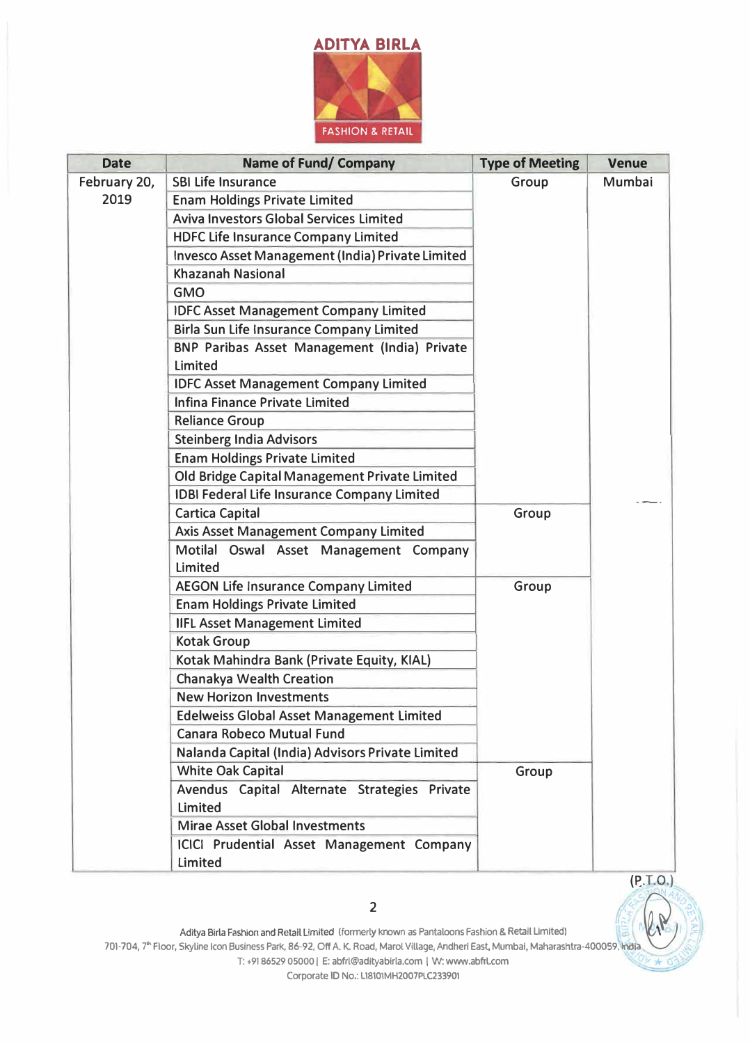| Date | Name of Fund/ Company | Type of Meeting | Venue |
|---|---|---|---|
| February 20, 2019 | SBI Life Insurance | Group | Mumbai |
| | Enam Holdings Private Limited | | |
| | Aviva Investors Global Services Limited | | |
| | HDFC Life Insurance Company Limited | | |
| | Invesco Asset Management (India) Private Limited | | |
| | Khazanah Nasional | | |
| | GMO | | |
| | IDFC Asset Management Company Limited | | |
| | Birla Sun Life Insurance Company Limited | | |
| | BNP Paribas Asset Management (India) Private Limited | | |
| | IDFC Asset Management Company Limited | | |
| | Infina Finance Private Limited | | |
| | Reliance Group | | |
| | Steinberg India Advisors | | |
| | Enam Holdings Private Limited | | |
| | Old Bridge Capital Management Private Limited | | |
| | IDBI Federal Life Insurance Company Limited | | |
| | Cartica Capital | Group | |
| | Axis Asset Management Company Limited | | |
| | Motilal Oswal Asset Management Company Limited | | |
| | AEGON Life Insurance Company Limited | Group | |
| | Enam Holdings Private Limited | | |
| | IIFL Asset Management Limited | | |
| | Kotak Group | | |
| | Kotak Mahindra Bank (Private Equity, KIAL) | | |
| | Chanakya Wealth Creation | | |
| | New Horizon Investments | | |
| | Edelweiss Global Asset Management Limited | | |
| | Canara Robeco Mutual Fund | | |
| | Nalanda Capital (India) Advisors Private Limited | | |
| | White Oak Capital | Group | |
| | Avendus Capital Alternate Strategies Private Limited | | |
| | Mirae Asset Global Investments | | |
| | ICICI Prudential Asset Management Company Limited | | |

(P.T.O.)

Aditya Birla Fashion and Retail Limited (formerly known as Pantaloons Fashion & Retail Limited)
701-704, 7th Floor, Skyline Icon Business Park, 86-92, Off A. K. Road, Marol Village, Andheri East, Mumbai, Maharashtra-400059. India
T: +91 86529 05000 | E: abfrl@adityabirla.com | W: www.abfrl.com
Corporate ID No.: L18101MH2007PLC233901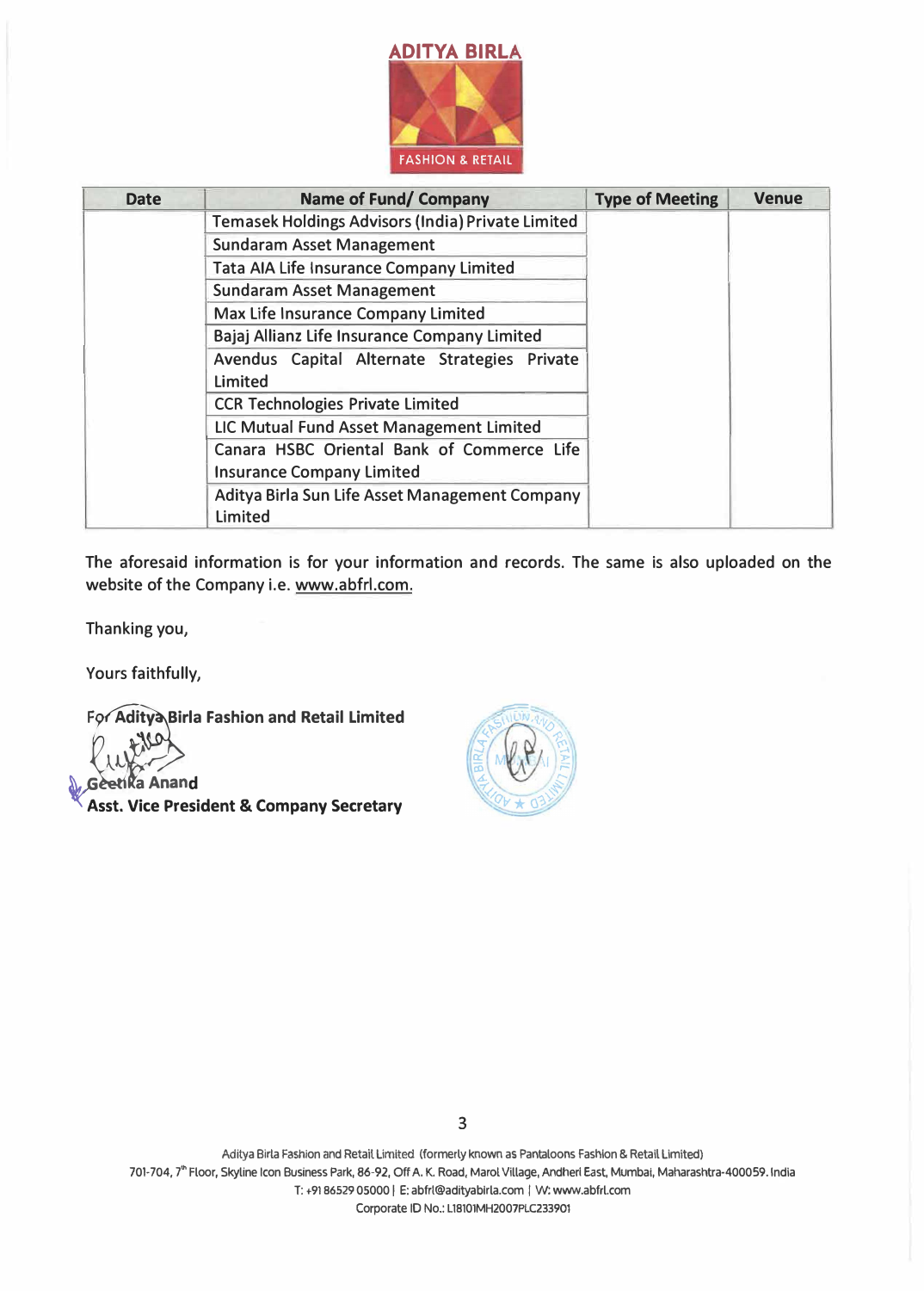| Date | Name of Fund/ Company | Type of Meeting | Venue |
|---|---|---|---|
| | Temasek Holdings Advisors (India) Private Limited | | |
| | Sundaram Asset Management | | |
| | Tata AIA Life Insurance Company Limited | | |
| | Sundaram Asset Management | | |
| | Max Life Insurance Company Limited | | |
| | Bajaj Allianz Life Insurance Company Limited | | |
| | Avendus Capital Alternate Strategies Private Limited | | |
| | CCR Technologies Private Limited | | |
| | LIC Mutual Fund Asset Management Limited | | |
| | Canara HSBC Oriental Bank of Commerce Life Insurance Company Limited | | |
| | Aditya Birla Sun Life Asset Management Company Limited | | |

The aforesaid information is for your information and records. The same is also uploaded on the website of the Company i.e. www.abfrl.com.

Thanking you,

Yours faithfully,

**For Aditya Birla Fashion and Retail Limited**

**Geetika Anand**
**Asst. Vice President & Company Secretary**

Aditya Birla Fashion and Retail Limited (formerly known as Pantaloons Fashion & Retail Limited)
701-704, 7th Floor, Skyline Icon Business Park, 86-92, Off A. K. Road, Marol Village, Andheri East, Mumbai, Maharashtra-400059. India
T: +91 86529 05000 | E: abfrl@adityabirla.com | W: www.abfrl.com
Corporate ID No.: L18101MH2007PLC233901